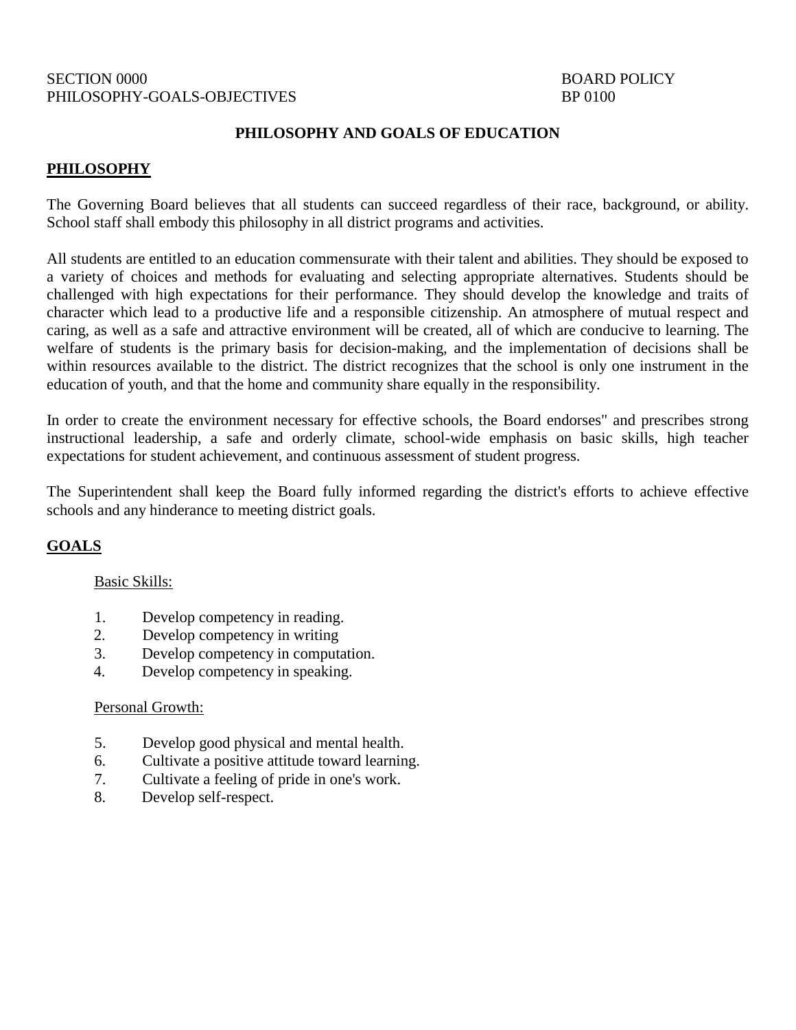SECTION 0000 BOARD POLICY
PHILOSOPHY-GOALS-OBJECTIVES BP 0100

# PHILOSOPHY AND GOALS OF EDUCATION

## PHILOSOPHY

The Governing Board believes that all students can succeed regardless of their race, background, or ability. School staff shall embody this philosophy in all district programs and activities.

All students are entitled to an education commensurate with their talent and abilities. They should be exposed to a variety of choices and methods for evaluating and selecting appropriate alternatives. Students should be challenged with high expectations for their performance. They should develop the knowledge and traits of character which lead to a productive life and a responsible citizenship. An atmosphere of mutual respect and caring, as well as a safe and attractive environment will be created, all of which are conducive to learning. The welfare of students is the primary basis for decision-making, and the implementation of decisions shall be within resources available to the district. The district recognizes that the school is only one instrument in the education of youth, and that the home and community share equally in the responsibility.

In order to create the environment necessary for effective schools, the Board endorses" and prescribes strong instructional leadership, a safe and orderly climate, school-wide emphasis on basic skills, high teacher expectations for student achievement, and continuous assessment of student progress.

The Superintendent shall keep the Board fully informed regarding the district's efforts to achieve effective schools and any hinderance to meeting district goals.

## GOALS

Basic Skills:

1. Develop competency in reading.
2. Develop competency in writing
3. Develop competency in computation.
4. Develop competency in speaking.

Personal Growth:

5. Develop good physical and mental health.
6. Cultivate a positive attitude toward learning.
7. Cultivate a feeling of pride in one's work.
8. Develop self-respect.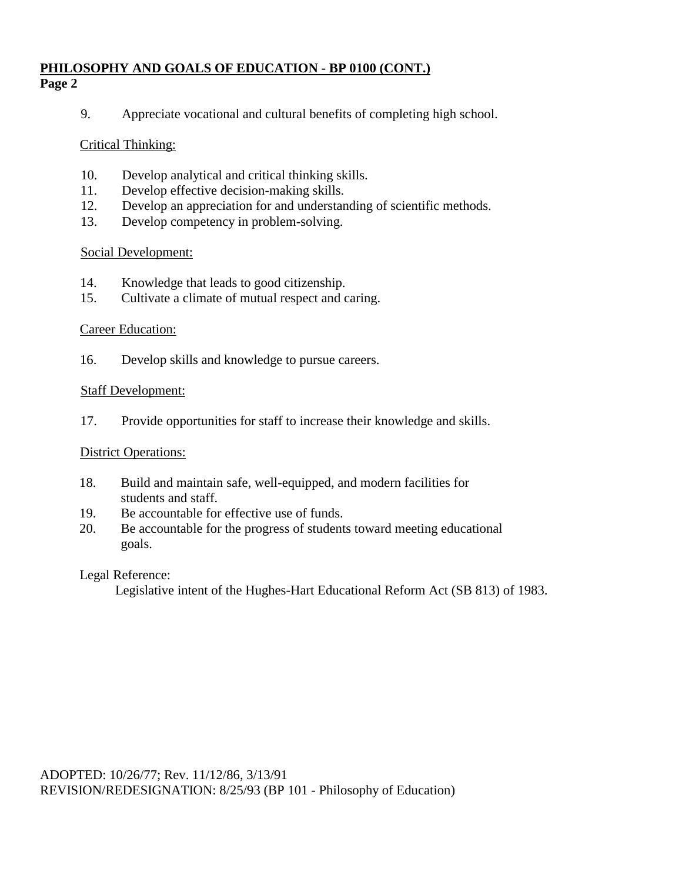**PHILOSOPHY AND GOALS OF EDUCATION - BP 0100 (CONT.)**
**Page 2**

9. Appreciate vocational and cultural benefits of completing high school.

Critical Thinking:

10. Develop analytical and critical thinking skills.
11. Develop effective decision-making skills.
12. Develop an appreciation for and understanding of scientific methods.
13. Develop competency in problem-solving.

Social Development:

14. Knowledge that leads to good citizenship.
15. Cultivate a climate of mutual respect and caring.

Career Education:

16. Develop skills and knowledge to pursue careers.

Staff Development:

17. Provide opportunities for staff to increase their knowledge and skills.

District Operations:

18. Build and maintain safe, well-equipped, and modern facilities for students and staff.
19. Be accountable for effective use of funds.
20. Be accountable for the progress of students toward meeting educational goals.

Legal Reference:
Legislative intent of the Hughes-Hart Educational Reform Act (SB 813) of 1983.

ADOPTED: 10/26/77; Rev. 11/12/86, 3/13/91
REVISION/REDESIGNATION: 8/25/93 (BP 101 - Philosophy of Education)